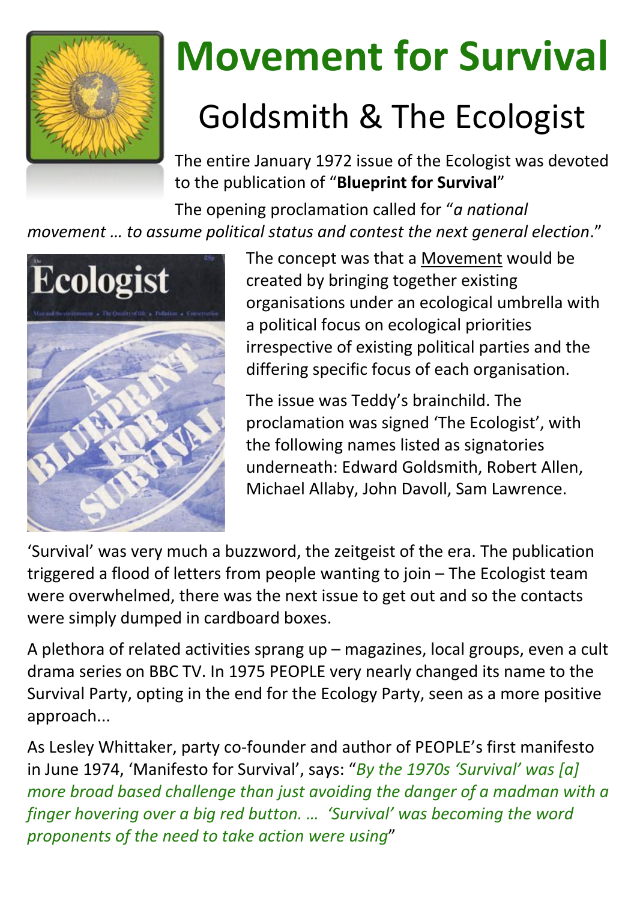# Movement for Survival

## Goldsmith & The Ecologist

The entire January 1972 issue of the Ecologist was devoted to the publication of "**Blueprint for Survival**"

The opening proclamation called for "*a national movement … to assume political status and contest the next general election*."

The concept was that a Movement would be created by bringing together existing organisations under an ecological umbrella with a political focus on ecological priorities irrespective of existing political parties and the differing specific focus of each organisation.

The issue was Teddy's brainchild. The proclamation was signed 'The Ecologist', with the following names listed as signatories underneath: Edward Goldsmith, Robert Allen, Michael Allaby, John Davoll, Sam Lawrence.

'Survival' was very much a buzzword, the zeitgeist of the era. The publication triggered a flood of letters from people wanting to join – The Ecologist team were overwhelmed, there was the next issue to get out and so the contacts were simply dumped in cardboard boxes.

A plethora of related activities sprang up – magazines, local groups, even a cult drama series on BBC TV. In 1975 PEOPLE very nearly changed its name to the Survival Party, opting in the end for the Ecology Party, seen as a more positive approach...

As Lesley Whittaker, party co-founder and author of PEOPLE's first manifesto in June 1974, 'Manifesto for Survival', says: "*By the 1970s 'Survival' was [a] more broad based challenge than just avoiding the danger of a madman with a finger hovering over a big red button. … 'Survival' was becoming the word proponents of the need to take action were using*"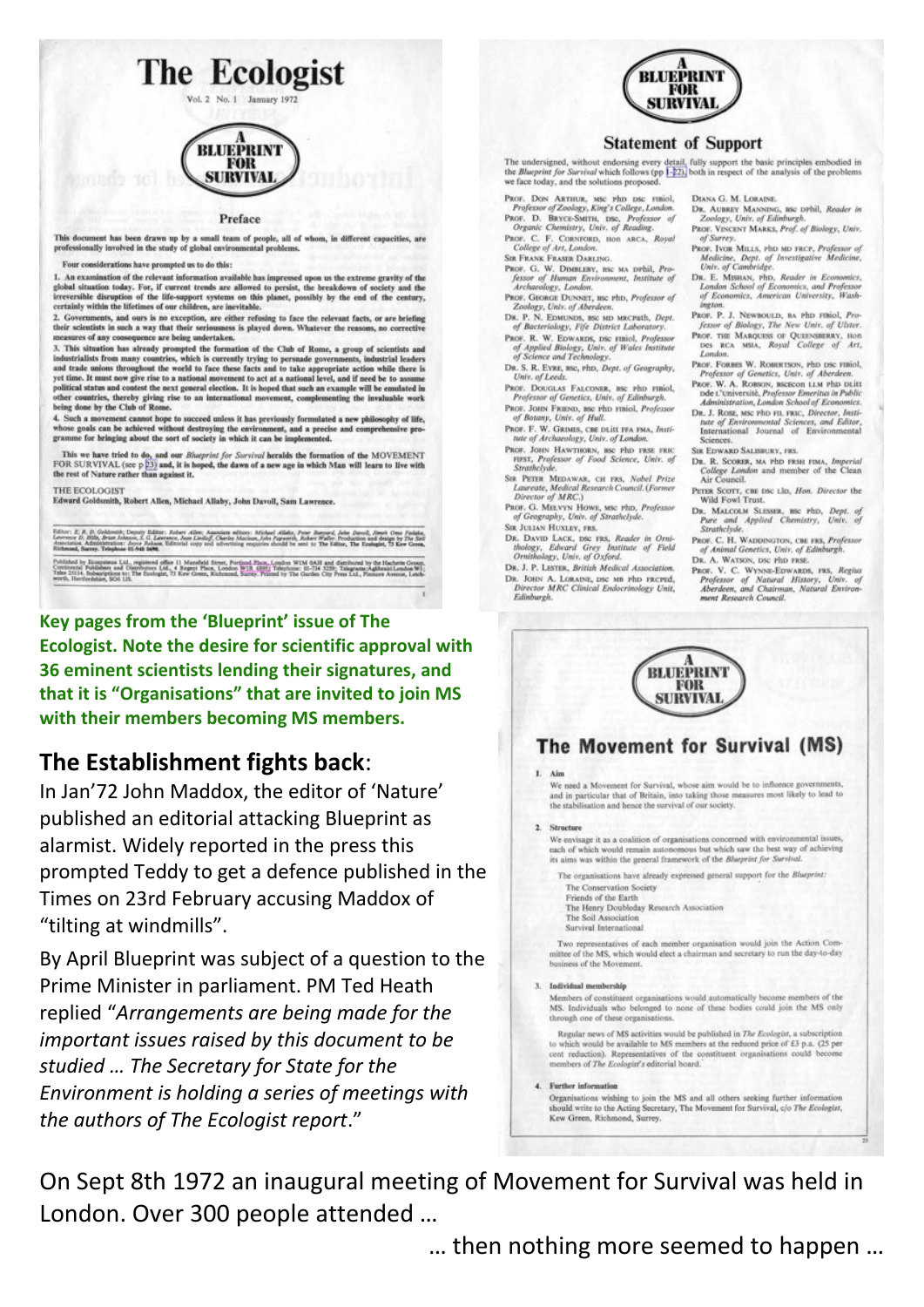# The Ecologist

Vol. 2 No. 1 January 1972

A BLUEPRINT FOR SURVIVAL

## Preface

This document has been drawn up by a small team of people, all of whom, in different capacities, are professionally involved in the study of global environmental problems.

Four considerations have prompted us to do this:

1. An examination of the relevant information available has impressed upon us the extreme gravity of the global situation today. For, if current trends are allowed to persist, the breakdown of society and the irreversible disruption of the life-support systems on this planet, possibly by the end of the century, certainly within the lifetimes of our children, are inevitable.

2. Governments, and ours is no exception, are either refusing to face the relevant facts, or are briefing their scientists in such a way that their seriousness is played down. Whatever the reasons, no corrective measures of any consequence are being undertaken.

3. This situation has already prompted the formation of the Club of Rome, a group of scientists and industrialists from many countries, which is currently trying to persuade governments, industrial leaders and trade unions throughout the world to face these facts and to take appropriate action while there is yet time. It must now give rise to a national movement to act at a national level, and if need be to assume political status and contest the next general election. It is hoped that such an example will be emulated in other countries, thereby giving rise to an international movement, complementing the invaluable work being done by the Club of Rome.

4. Such a movement cannot hope to succeed unless it has previously formulated a new philosophy of life, whose goals can be achieved without destroying the environment, and a precise and comprehensive programme for bringing about the sort of society in which it can be implemented.

This we have tried to do, and our *Blueprint for Survival* heralds the formation of the MOVEMENT FOR SURVIVAL (see p 23) and, it is hoped, the dawn of a new age in which Man will learn to live with the rest of Nature rather than against it.

THE ECOLOGIST

Edward Goldsmith, Robert Allen, Michael Allaby, John Davoll, Sam Lawrence.

**Key pages from the 'Blueprint' issue of The Ecologist. Note the desire for scientific approval with 36 eminent scientists lending their signatures, and that it is "Organisations" that are invited to join MS with their members becoming MS members.**

## The Establishment fights back:

In Jan'72 John Maddox, the editor of 'Nature' published an editorial attacking Blueprint as alarmist. Widely reported in the press this prompted Teddy to get a defence published in the Times on 23rd February accusing Maddox of "tilting at windmills".

By April Blueprint was subject of a question to the Prime Minister in parliament. PM Ted Heath replied "*Arrangements are being made for the important issues raised by this document to be studied … The Secretary for State for the Environment is holding a series of meetings with the authors of The Ecologist report*."

A BLUEPRINT FOR SURVIVAL

## Statement of Support

The undersigned, without endorsing every detail, fully support the basic principles embodied in the *Blueprint for Survival* which follows (pp 1-22), both in respect of the analysis of the problems we face today, and the solutions proposed.

- Prof. Don Arthur, msc phd dsc fibiol, Professor of Zoology, King's College, London.
- Prof. D. Bryce-Smith, dsc, Professor of Organic Chemistry, Univ. of Reading.
- Prof. C. F. Cornford, hon arca, Royal College of Art, London.
- Sir Frank Fraser Darling.
- Prof. G. W. Dimbleby, bsc ma dphil, Professor of Human Environment, Institute of Archaeology, London.
- Prof. George Dunnet, bsc phd, Professor of Zoology, Univ. of Aberdeen.
- Dr. P. N. Edmunds, bsc md mrcpath, Dept. of Bacteriology, Fife District Laboratory.
- Prof. R. W. Edwards, dsc fibiol, Professor of Applied Biology, Univ. of Wales Institute of Science and Technology.
- Dr. S. R. Eyre, bsc, phd, Dept. of Geography, Univ. of Leeds.
- Prof. Douglas Falconer, bsc phd fibiol, Professor of Genetics, Univ. of Edinburgh.
- Prof. John Friend, bsc phd fibiol, Professor of Botany, Univ. of Hull.
- Prof. F. W. Grimes, cbe dlitt ffa fma, Institute of Archaeology, Univ. of London.
- Prof. John Hawthorn, bsc phd frse fric fifst, Professor of Food Science, Univ. of Strathclyde.
- Sir Peter Medawar, ch frs, Nobel Prize Laureate, Medical Research Council. (Former Director of MRC.)
- Prof. G. Melvyn Howe, msc phd, Professor of Geography, Univ. of Strathclyde.
- Sir Julian Huxley, frs.
- Dr. David Lack, dsc frs, Reader in Ornithology, Edward Grey Institute of Field Ornithology, Univ. of Oxford.
- Dr. J. P. Lester, British Medical Association.
- Dr. John A. Loraine, dsc mb phd frcped, Director MRC Clinical Endocrinology Unit, Edinburgh.
- Diana G. M. Loraine.
- Dr. Aubrey Manning, bsc dphil, Reader in Zoology, Univ. of Edinburgh.
- Prof. Vincent Marks, Prof. of Biology, Univ. of Surrey.
- Prof. Ivor Mills, phd md frcp, Professor of Medicine, Dept. of Investigative Medicine, Univ. of Cambridge.
- Dr. E. Mishan, phd, Reader in Economics, London School of Economics, and Professor of Economics, American University, Washington.
- Prof. P. J. Newbould, ba phd fibiol, Professor of Biology, The New Univ. of Ulster.
- Prof. The Marquess of Queensberry, hon des rca msia, Royal College of Art, London.
- Prof. Forbes W. Robertson, phd dsc fibiol, Professor of Genetics, Univ. of Aberdeen.
- Prof. W. A. Robson, bscecon llm phd dlitt ode l'université, Professor Emeritus in Public Administration, London School of Economics.
- Dr. J. Rose, msc phd fil fric, Director, Institute of Environmental Sciences, and Editor, International Journal of Environmental Sciences.
- Sir Edward Salisbury, frs.
- Dr. R. Scorer, ma phd frsh fima, Imperial College London and member of the Clean Air Council.
- Peter Scott, cbe dsc lld, Hon. Director the Wild Fowl Trust.
- Dr. Malcolm Slesser, bsc phd, Dept. of Pure and Applied Chemistry, Univ. of Strathclyde.
- Prof. C. H. Waddington, cbe frs, Professor of Animal Genetics, Univ. of Edinburgh.
- Dr. A. Watson, dsc phd frse.
- Prof. V. C. Wynne-Edwards, frs, Regius Professor of Natural History, Univ. of Aberdeen, and Chairman, Natural Environment Research Council.

A BLUEPRINT FOR SURVIVAL

## The Movement for Survival (MS)

**1. Aim**

We need a Movement for Survival, whose aim would be to influence governments, and in particular that of Britain, into taking those measures most likely to lead to the stabilisation and hence the survival of our society.

**2. Structure**

We envisage it as a coalition of organisations concerned with environmental issues, each of which would remain autonomous but which saw the best way of achieving its aims was within the general framework of the *Blueprint for Survival*.

The organisations have already expressed general support for the *Blueprint*:

- The Conservation Society
- Friends of the Earth
- The Henry Doubleday Research Association
- The Soil Association
- Survival International

Two representatives of each member organisation would join the Action Committee of the MS, which would elect a chairman and secretary to run the day-to-day business of the Movement.

**3. Individual membership**

Members of constituent organisations would automatically become members of the MS. Individuals who belonged to none of these bodies could join the MS only through one of these organisations.

Regular news of MS activities would be published in *The Ecologist*, a subscription to which would be available to MS members at the reduced price of £3 p.a. (25 per cent reduction). Representatives of the constituent organisations could become members of *The Ecologist's* editorial board.

**4. Further information**

Organisations wishing to join the MS and all others seeking further information should write to the Acting Secretary, The Movement for Survival, c/o *The Ecologist*, Kew Green, Richmond, Surrey.

On Sept 8th 1972 an inaugural meeting of Movement for Survival was held in London. Over 300 people attended …

… then nothing more seemed to happen …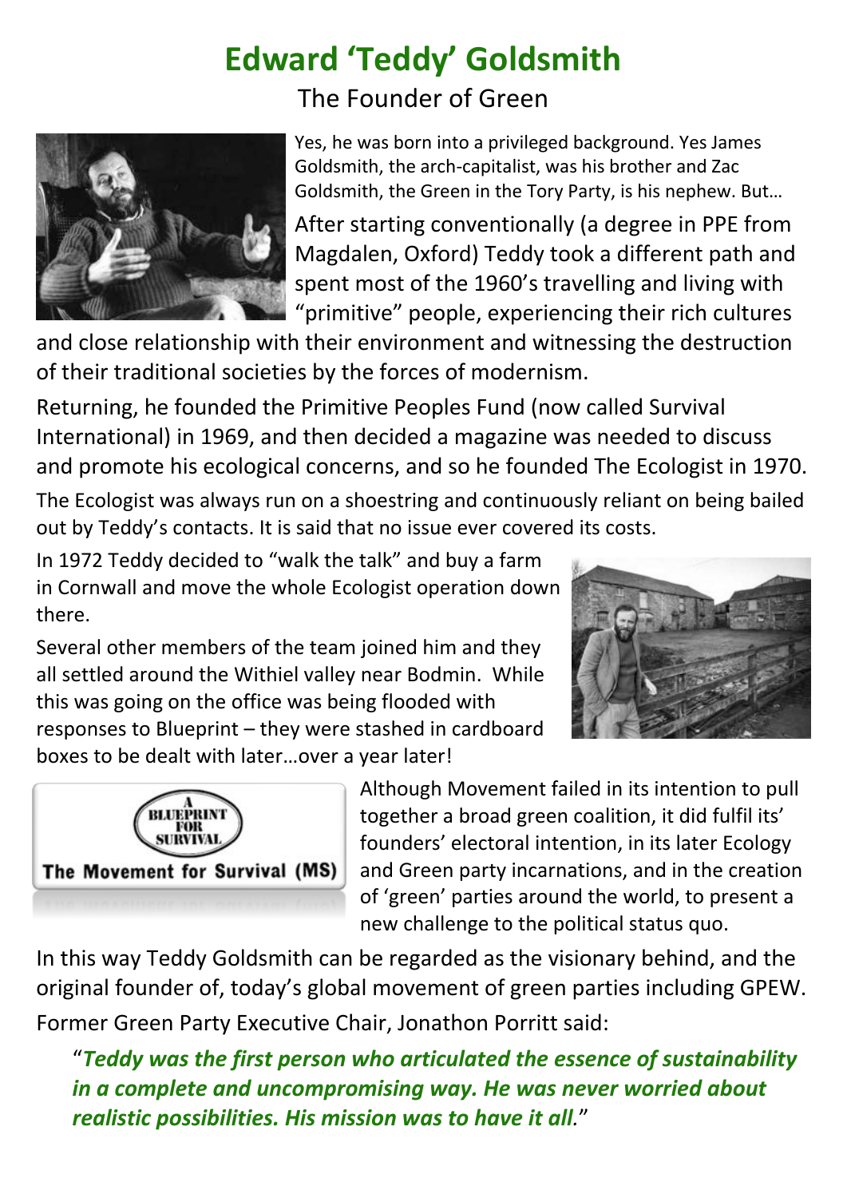# Edward 'Teddy' Goldsmith

## The Founder of Green

Yes, he was born into a privileged background. Yes James Goldsmith, the arch-capitalist, was his brother and Zac Goldsmith, the Green in the Tory Party, is his nephew. But…

After starting conventionally (a degree in PPE from Magdalen, Oxford) Teddy took a different path and spent most of the 1960's travelling and living with "primitive" people, experiencing their rich cultures and close relationship with their environment and witnessing the destruction of their traditional societies by the forces of modernism.

Returning, he founded the Primitive Peoples Fund (now called Survival International) in 1969, and then decided a magazine was needed to discuss and promote his ecological concerns, and so he founded The Ecologist in 1970.

The Ecologist was always run on a shoestring and continuously reliant on being bailed out by Teddy's contacts. It is said that no issue ever covered its costs.

In 1972 Teddy decided to "walk the talk" and buy a farm in Cornwall and move the whole Ecologist operation down there.

Several other members of the team joined him and they all settled around the Withiel valley near Bodmin. While this was going on the office was being flooded with responses to Blueprint – they were stashed in cardboard boxes to be dealt with later…over a year later!

A BLUEPRINT FOR SURVIVAL

The Movement for Survival (MS)

Although Movement failed in its intention to pull together a broad green coalition, it did fulfil its' founders' electoral intention, in its later Ecology and Green party incarnations, and in the creation of 'green' parties around the world, to present a new challenge to the political status quo.

In this way Teddy Goldsmith can be regarded as the visionary behind, and the original founder of, today's global movement of green parties including GPEW.

Former Green Party Executive Chair, Jonathon Porritt said:

> "***Teddy was the first person who articulated the essence of sustainability in a complete and uncompromising way. He was never worried about realistic possibilities. His mission was to have it all.***"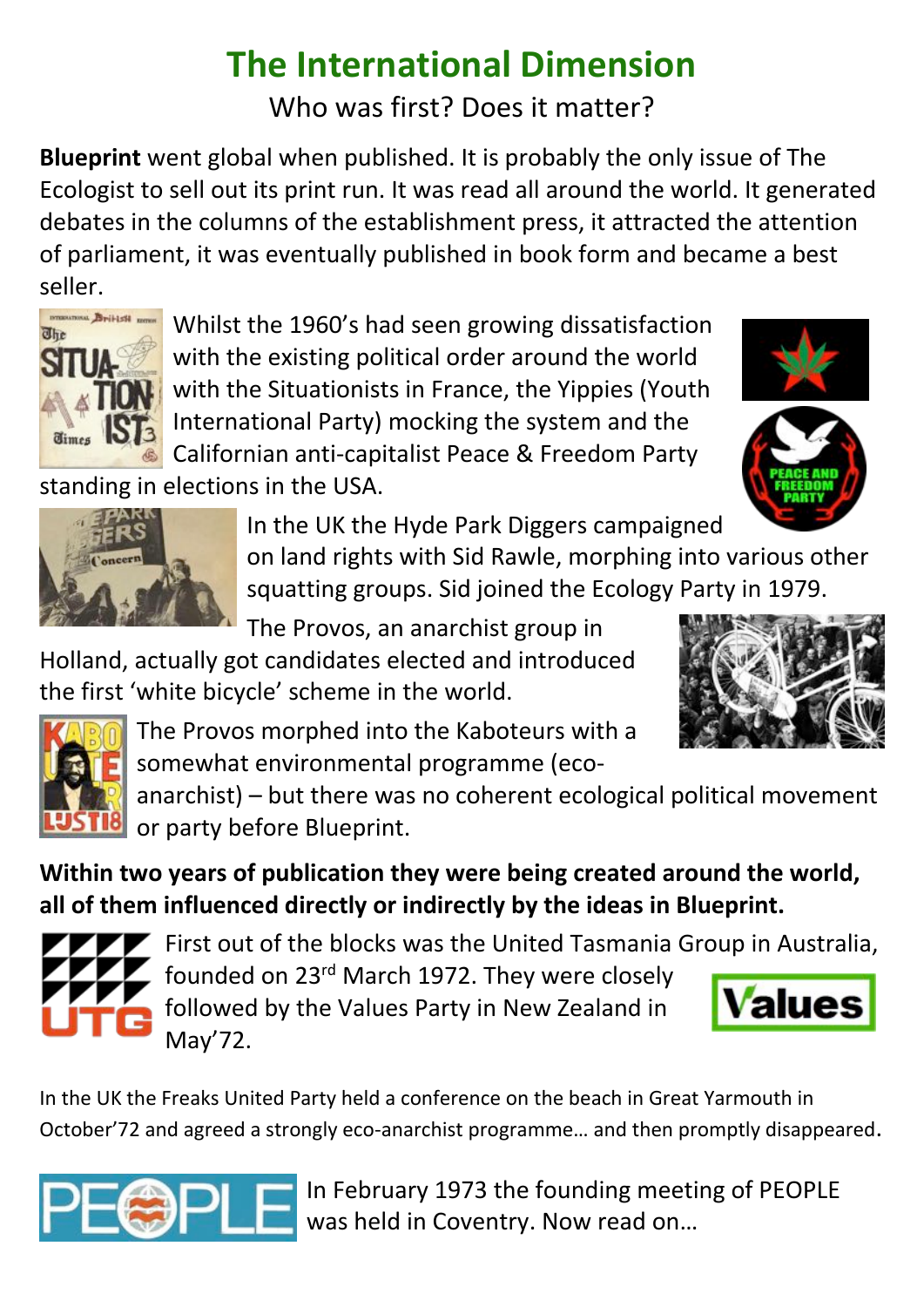# The International Dimension

Who was first? Does it matter?

**Blueprint** went global when published. It is probably the only issue of The Ecologist to sell out its print run. It was read all around the world. It generated debates in the columns of the establishment press, it attracted the attention of parliament, it was eventually published in book form and became a best seller.

Whilst the 1960's had seen growing dissatisfaction with the existing political order around the world with the Situationists in France, the Yippies (Youth International Party) mocking the system and the Californian anti-capitalist Peace & Freedom Party standing in elections in the USA.

In the UK the Hyde Park Diggers campaigned on land rights with Sid Rawle, morphing into various other squatting groups. Sid joined the Ecology Party in 1979.

The Provos, an anarchist group in Holland, actually got candidates elected and introduced the first 'white bicycle' scheme in the world.

The Provos morphed into the Kaboteurs with a somewhat environmental programme (eco-anarchist) – but there was no coherent ecological political movement or party before Blueprint.

**Within two years of publication they were being created around the world, all of them influenced directly or indirectly by the ideas in Blueprint.**

First out of the blocks was the United Tasmania Group in Australia, founded on 23rd March 1972. They were closely followed by the Values Party in New Zealand in May'72.

In the UK the Freaks United Party held a conference on the beach in Great Yarmouth in October'72 and agreed a strongly eco-anarchist programme… and then promptly disappeared.

In February 1973 the founding meeting of PEOPLE was held in Coventry. Now read on…